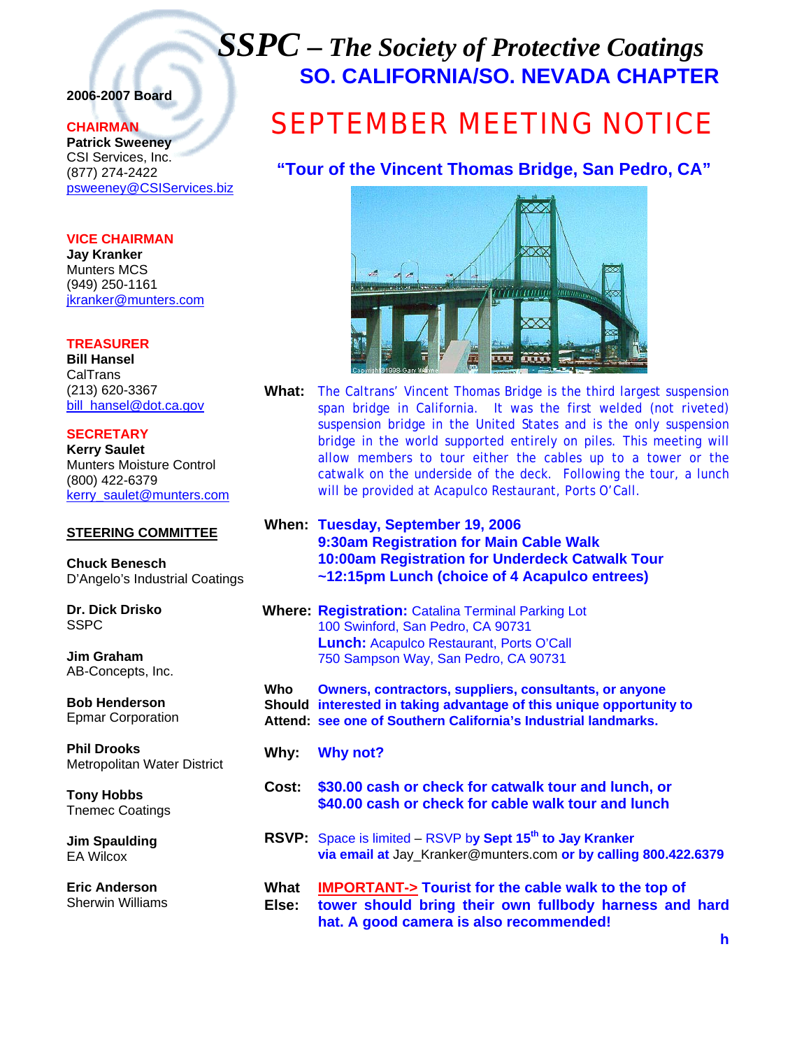# *SSPC – The Society of Protective Coatings*

## SO. CALIFORNIA/SO. NEVADA CHAPTER

**2006-2007 Board**

**CHAIRMAN**
**Patrick Sweeney**
CSI Services, Inc.
(877) 274-2422
psweeney@CSIServices.biz

**VICE CHAIRMAN**
**Jay Kranker**
Munters MCS
(949) 250-1161
jkranker@munters.com

**TREASURER**
**Bill Hansel**
CalTrans
(213) 620-3367
bill_hansel@dot.ca.gov

**SECRETARY**
**Kerry Saulet**
Munters Moisture Control
(800) 422-6379
kerry_saulet@munters.com

**STEERING COMMITTEE**

**Chuck Benesch**
D'Angelo's Industrial Coatings

**Dr. Dick Drisko**
SSPC

**Jim Graham**
AB-Concepts, Inc.

**Bob Henderson**
Epmar Corporation

**Phil Drooks**
Metropolitan Water District

**Tony Hobbs**
Tnemec Coatings

**Jim Spaulding**
EA Wilcox

**Eric Anderson**
Sherwin Williams

# SEPTEMBER MEETING NOTICE

## "Tour of the Vincent Thomas Bridge, San Pedro, CA"

**What:** The Caltrans' Vincent Thomas Bridge is the third largest suspension span bridge in California. It was the first welded (not riveted) suspension bridge in the United States and is the only suspension bridge in the world supported entirely on piles. This meeting will allow members to tour either the cables up to a tower or the catwalk on the underside of the deck. Following the tour, a lunch will be provided at Acapulco Restaurant, Ports O'Call.

**When:** **Tuesday, September 19, 2006**
**9:30am Registration for Main Cable Walk**
**10:00am Registration for Underdeck Catwalk Tour**
**~12:15pm Lunch (choice of 4 Acapulco entrees)**

**Where:** **Registration:** Catalina Terminal Parking Lot
100 Swinford, San Pedro, CA 90731
**Lunch:** Acapulco Restaurant, Ports O'Call
750 Sampson Way, San Pedro, CA 90731

**Who Should Attend:** **Owners, contractors, suppliers, consultants, or anyone interested in taking advantage of this unique opportunity to see one of Southern California's Industrial landmarks.**

**Why:** **Why not?**

**Cost:** **$30.00 cash or check for catwalk tour and lunch, or $40.00 cash or check for cable walk tour and lunch**

**RSVP:** Space is limited – RSVP **by Sept 15th to Jay Kranker via email at** Jay_Kranker@munters.com **or by calling 800.422.6379**

**What Else:** **IMPORTANT->** **Tourist for the cable walk to the top of tower should bring their own fullbody harness and hard hat. A good camera is also recommended!**

**h**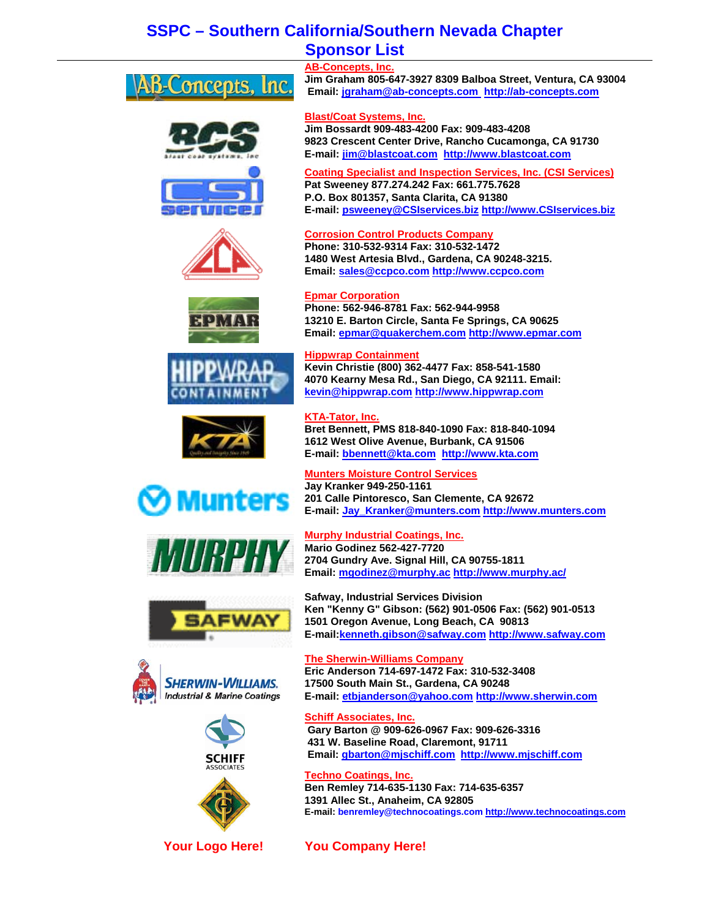# SSPC – Southern California/Southern Nevada Chapter

## Sponsor List

**AB-Concepts, Inc.**
**Jim Graham 805-647-3927 8309 Balboa Street, Ventura, CA 93004**
**Email: jgraham@ab-concepts.com http://ab-concepts.com**

**Blast/Coat Systems, Inc.**
**Jim Bossardt 909-483-4200 Fax: 909-483-4208**
**9823 Crescent Center Drive, Rancho Cucamonga, CA 91730**
**E-mail: jim@blastcoat.com http://www.blastcoat.com**

**Coating Specialist and Inspection Services, Inc. (CSI Services)**
**Pat Sweeney 877.274.242 Fax: 661.775.7628**
**P.O. Box 801357, Santa Clarita, CA 91380**
**E-mail: psweeney@CSIservices.biz http://www.CSIservices.biz**

**Corrosion Control Products Company**
**Phone: 310-532-9314 Fax: 310-532-1472**
**1480 West Artesia Blvd., Gardena, CA 90248-3215.**
**Email: sales@ccpco.com http://www.ccpco.com**

**Epmar Corporation**
**Phone: 562-946-8781 Fax: 562-944-9958**
**13210 E. Barton Circle, Santa Fe Springs, CA 90625**
**Email: epmar@quakerchem.com http://www.epmar.com**

**Hippwrap Containment**
**Kevin Christie (800) 362-4477 Fax: 858-541-1580**
**4070 Kearny Mesa Rd., San Diego, CA 92111. Email: kevin@hippwrap.com http://www.hippwrap.com**

**KTA-Tator, Inc.**
**Bret Bennett, PMS 818-840-1090 Fax: 818-840-1094**
**1612 West Olive Avenue, Burbank, CA 91506**
**E-mail: bbennett@kta.com http://www.kta.com**

**Munters Moisture Control Services**
**Jay Kranker 949-250-1161**
**201 Calle Pintoresco, San Clemente, CA 92672**
**E-mail: Jay_Kranker@munters.com http://www.munters.com**

**Murphy Industrial Coatings, Inc.**
**Mario Godinez 562-427-7720**
**2704 Gundry Ave. Signal Hill, CA 90755-1811**
**Email: mgodinez@murphy.ac http://www.murphy.ac/**

**Safway, Industrial Services Division**
**Ken "Kenny G" Gibson: (562) 901-0506 Fax: (562) 901-0513**
**1501 Oregon Avenue, Long Beach, CA 90813**
**E-mail:kenneth.gibson@safway.com http://www.safway.com**

**The Sherwin-Williams Company**
**Eric Anderson 714-697-1472 Fax: 310-532-3408**
**17500 South Main St., Gardena, CA 90248**
**E-mail: etbjanderson@yahoo.com http://www.sherwin.com**

**Schiff Associates, Inc.**
**Gary Barton @ 909-626-0967 Fax: 909-626-3316**
**431 W. Baseline Road, Claremont, 91711**
**Email: gbarton@mjschiff.com http://www.mjschiff.com**

**Techno Coatings, Inc.**
**Ben Remley 714-635-1130 Fax: 714-635-6357**
**1391 Allec St., Anaheim, CA 92805**
**E-mail: benremley@technocoatings.com http://www.technocoatings.com**

**Your Logo Here!** **You Company Here!**